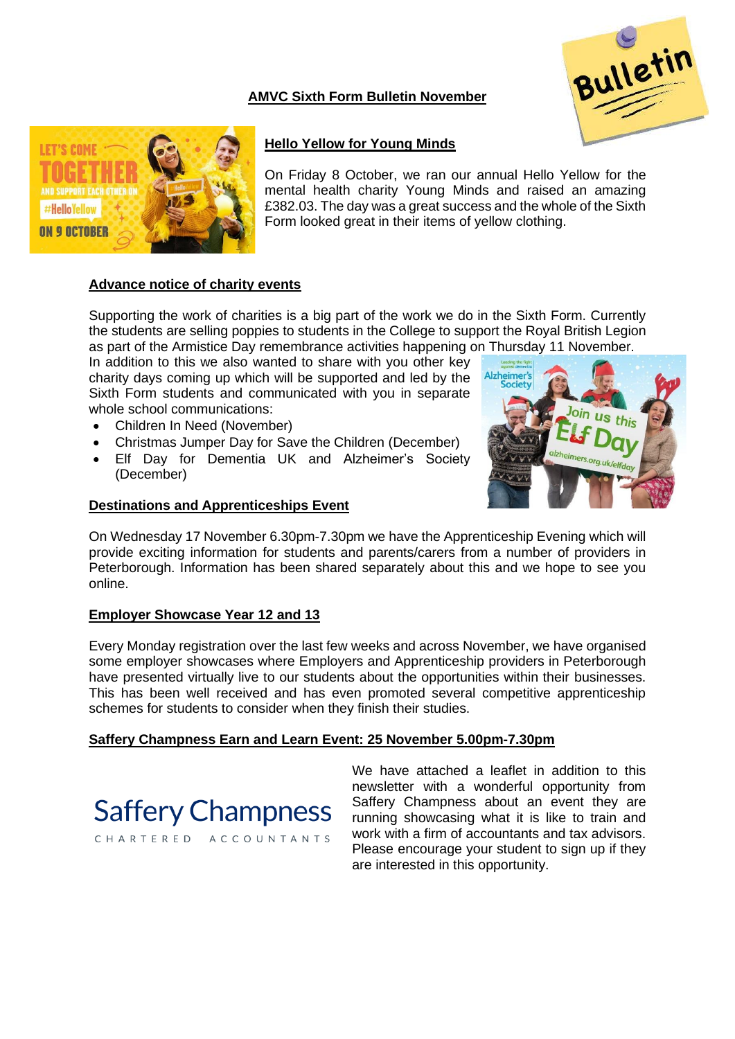# AMVC Sixth Form Bulletin November

## Hello Yellow for Young Minds

On Friday 8 October, we ran our annual Hello Yellow for the mental health charity Young Minds and raised an amazing £382.03. The day was a great success and the whole of the Sixth Form looked great in their items of yellow clothing.

## Advance notice of charity events

Supporting the work of charities is a big part of the work we do in the Sixth Form. Currently the students are selling poppies to students in the College to support the Royal British Legion as part of the Armistice Day remembrance activities happening on Thursday 11 November. In addition to this we also wanted to share with you other key charity days coming up which will be supported and led by the Sixth Form students and communicated with you in separate whole school communications:

- Children In Need (November)
- Christmas Jumper Day for Save the Children (December)
- Elf Day for Dementia UK and Alzheimer's Society (December)

## Destinations and Apprenticeships Event

On Wednesday 17 November 6.30pm-7.30pm we have the Apprenticeship Evening which will provide exciting information for students and parents/carers from a number of providers in Peterborough. Information has been shared separately about this and we hope to see you online.

## Employer Showcase Year 12 and 13

Every Monday registration over the last few weeks and across November, we have organised some employer showcases where Employers and Apprenticeship providers in Peterborough have presented virtually live to our students about the opportunities within their businesses. This has been well received and has even promoted several competitive apprenticeship schemes for students to consider when they finish their studies.

## Saffery Champness Earn and Learn Event: 25 November 5.00pm-7.30pm

We have attached a leaflet in addition to this newsletter with a wonderful opportunity from Saffery Champness about an event they are running showcasing what it is like to train and work with a firm of accountants and tax advisors. Please encourage your student to sign up if they are interested in this opportunity.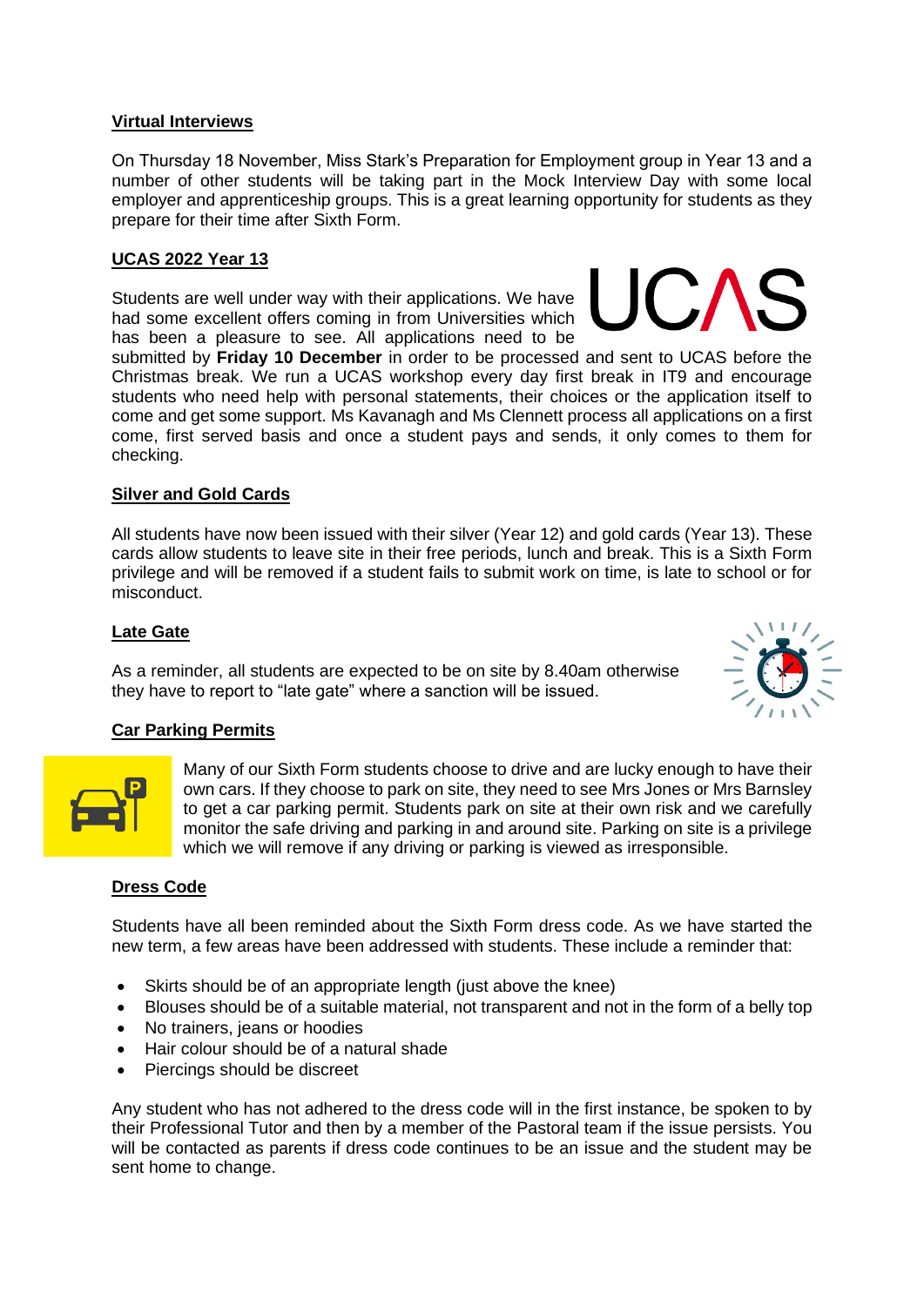## Virtual Interviews

On Thursday 18 November, Miss Stark's Preparation for Employment group in Year 13 and a number of other students will be taking part in the Mock Interview Day with some local employer and apprenticeship groups. This is a great learning opportunity for students as they prepare for their time after Sixth Form.

## UCAS 2022 Year 13

Students are well under way with their applications. We have had some excellent offers coming in from Universities which has been a pleasure to see. All applications need to be submitted by **Friday 10 December** in order to be processed and sent to UCAS before the Christmas break. We run a UCAS workshop every day first break in IT9 and encourage students who need help with personal statements, their choices or the application itself to come and get some support. Ms Kavanagh and Ms Clennett process all applications on a first come, first served basis and once a student pays and sends, it only comes to them for checking.

## Silver and Gold Cards

All students have now been issued with their silver (Year 12) and gold cards (Year 13). These cards allow students to leave site in their free periods, lunch and break. This is a Sixth Form privilege and will be removed if a student fails to submit work on time, is late to school or for misconduct.

## Late Gate

As a reminder, all students are expected to be on site by 8.40am otherwise they have to report to "late gate" where a sanction will be issued.

## Car Parking Permits

Many of our Sixth Form students choose to drive and are lucky enough to have their own cars. If they choose to park on site, they need to see Mrs Jones or Mrs Barnsley to get a car parking permit. Students park on site at their own risk and we carefully monitor the safe driving and parking in and around site. Parking on site is a privilege which we will remove if any driving or parking is viewed as irresponsible.

## Dress Code

Students have all been reminded about the Sixth Form dress code. As we have started the new term, a few areas have been addressed with students. These include a reminder that:

- Skirts should be of an appropriate length (just above the knee)
- Blouses should be of a suitable material, not transparent and not in the form of a belly top
- No trainers, jeans or hoodies
- Hair colour should be of a natural shade
- Piercings should be discreet

Any student who has not adhered to the dress code will in the first instance, be spoken to by their Professional Tutor and then by a member of the Pastoral team if the issue persists. You will be contacted as parents if dress code continues to be an issue and the student may be sent home to change.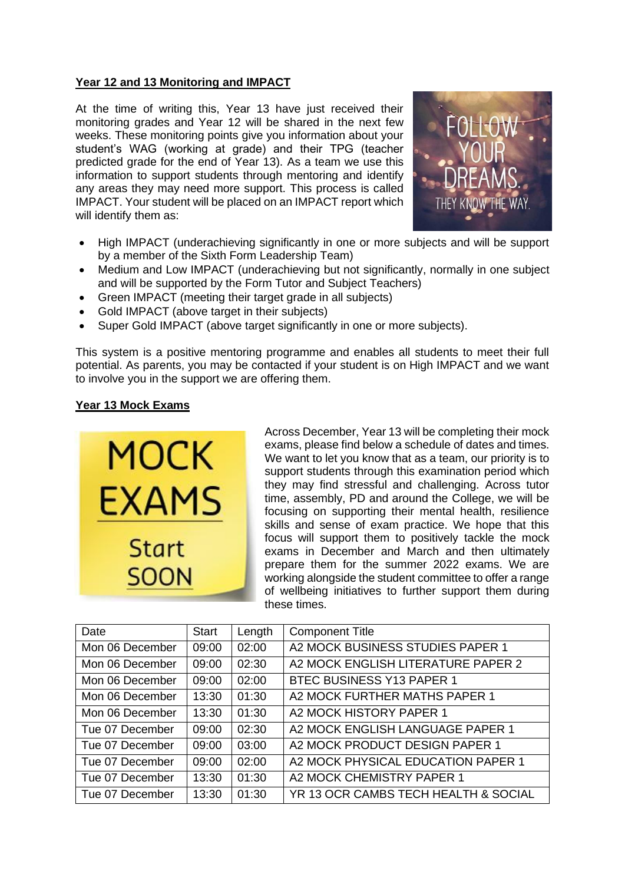## Year 12 and 13 Monitoring and IMPACT

At the time of writing this, Year 13 have just received their monitoring grades and Year 12 will be shared in the next few weeks. These monitoring points give you information about your student's WAG (working at grade) and their TPG (teacher predicted grade for the end of Year 13). As a team we use this information to support students through mentoring and identify any areas they may need more support. This process is called IMPACT. Your student will be placed on an IMPACT report which will identify them as:

- High IMPACT (underachieving significantly in one or more subjects and will be support by a member of the Sixth Form Leadership Team)
- Medium and Low IMPACT (underachieving but not significantly, normally in one subject and will be supported by the Form Tutor and Subject Teachers)
- Green IMPACT (meeting their target grade in all subjects)
- Gold IMPACT (above target in their subjects)
- Super Gold IMPACT (above target significantly in one or more subjects).

This system is a positive mentoring programme and enables all students to meet their full potential. As parents, you may be contacted if your student is on High IMPACT and we want to involve you in the support we are offering them.

## Year 13 Mock Exams

Across December, Year 13 will be completing their mock exams, please find below a schedule of dates and times. We want to let you know that as a team, our priority is to support students through this examination period which they may find stressful and challenging. Across tutor time, assembly, PD and around the College, we will be focusing on supporting their mental health, resilience skills and sense of exam practice. We hope that this focus will support them to positively tackle the mock exams in December and March and then ultimately prepare them for the summer 2022 exams. We are working alongside the student committee to offer a range of wellbeing initiatives to further support them during these times.

| Date | Start | Length | Component Title |
|---|---|---|---|
| Mon 06 December | 09:00 | 02:00 | A2 MOCK BUSINESS STUDIES PAPER 1 |
| Mon 06 December | 09:00 | 02:30 | A2 MOCK ENGLISH LITERATURE PAPER 2 |
| Mon 06 December | 09:00 | 02:00 | BTEC BUSINESS Y13 PAPER 1 |
| Mon 06 December | 13:30 | 01:30 | A2 MOCK FURTHER MATHS PAPER 1 |
| Mon 06 December | 13:30 | 01:30 | A2 MOCK HISTORY PAPER 1 |
| Tue 07 December | 09:00 | 02:30 | A2 MOCK ENGLISH LANGUAGE PAPER 1 |
| Tue 07 December | 09:00 | 03:00 | A2 MOCK PRODUCT DESIGN PAPER 1 |
| Tue 07 December | 09:00 | 02:00 | A2 MOCK PHYSICAL EDUCATION PAPER 1 |
| Tue 07 December | 13:30 | 01:30 | A2 MOCK CHEMISTRY PAPER 1 |
| Tue 07 December | 13:30 | 01:30 | YR 13 OCR CAMBS TECH HEALTH & SOCIAL |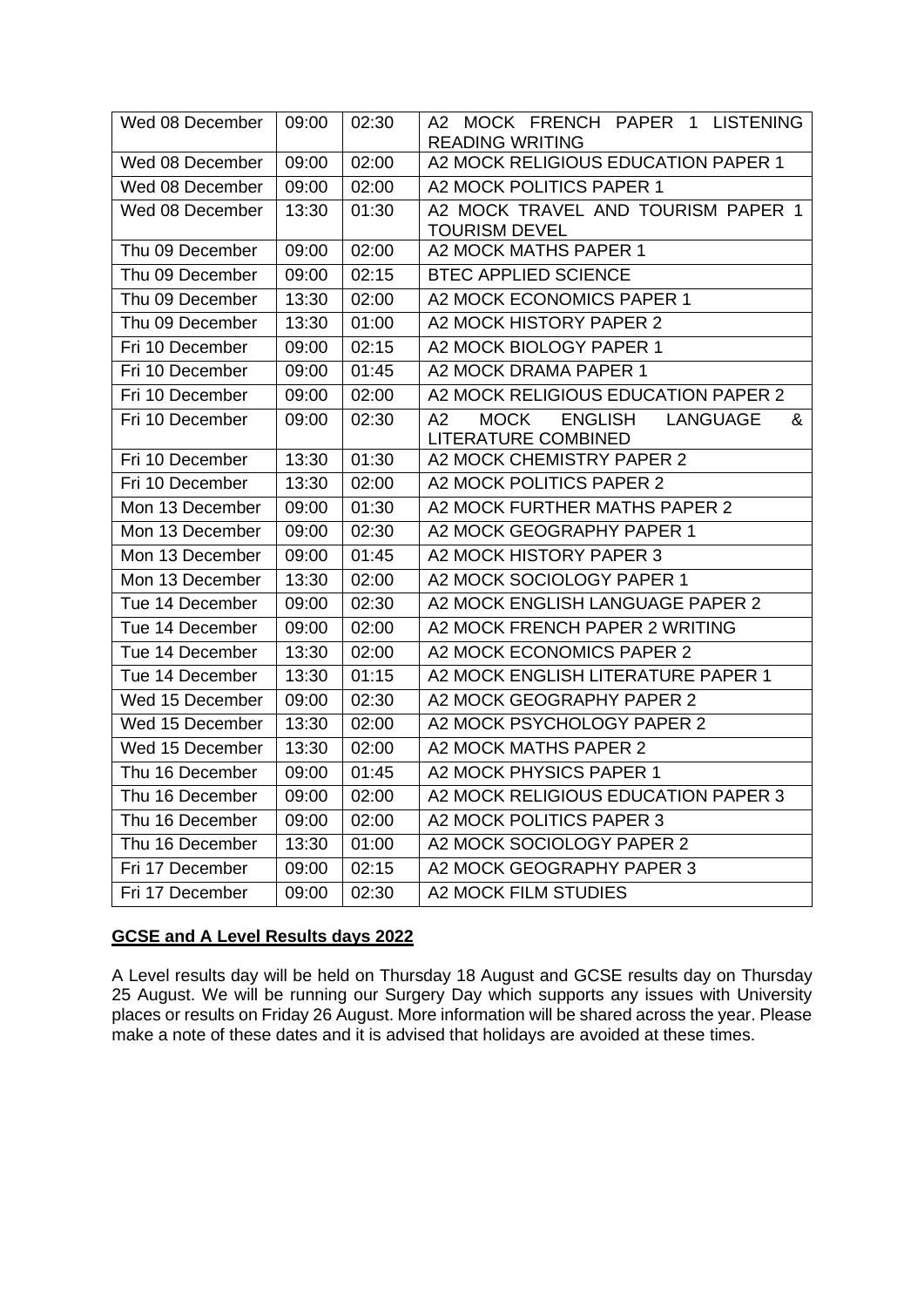| Wed 08 December | 09:00 | 02:30 | A2 MOCK FRENCH PAPER 1 LISTENING READING WRITING |
|---|---|---|---|
| Wed 08 December | 09:00 | 02:00 | A2 MOCK RELIGIOUS EDUCATION PAPER 1 |
| Wed 08 December | 09:00 | 02:00 | A2 MOCK POLITICS PAPER 1 |
| Wed 08 December | 13:30 | 01:30 | A2 MOCK TRAVEL AND TOURISM PAPER 1 TOURISM DEVEL |
| Thu 09 December | 09:00 | 02:00 | A2 MOCK MATHS PAPER 1 |
| Thu 09 December | 09:00 | 02:15 | BTEC APPLIED SCIENCE |
| Thu 09 December | 13:30 | 02:00 | A2 MOCK ECONOMICS PAPER 1 |
| Thu 09 December | 13:30 | 01:00 | A2 MOCK HISTORY PAPER 2 |
| Fri 10 December | 09:00 | 02:15 | A2 MOCK BIOLOGY PAPER 1 |
| Fri 10 December | 09:00 | 01:45 | A2 MOCK DRAMA PAPER 1 |
| Fri 10 December | 09:00 | 02:00 | A2 MOCK RELIGIOUS EDUCATION PAPER 2 |
| Fri 10 December | 09:00 | 02:30 | A2 MOCK ENGLISH LANGUAGE & LITERATURE COMBINED |
| Fri 10 December | 13:30 | 01:30 | A2 MOCK CHEMISTRY PAPER 2 |
| Fri 10 December | 13:30 | 02:00 | A2 MOCK POLITICS PAPER 2 |
| Mon 13 December | 09:00 | 01:30 | A2 MOCK FURTHER MATHS PAPER 2 |
| Mon 13 December | 09:00 | 02:30 | A2 MOCK GEOGRAPHY PAPER 1 |
| Mon 13 December | 09:00 | 01:45 | A2 MOCK HISTORY PAPER 3 |
| Mon 13 December | 13:30 | 02:00 | A2 MOCK SOCIOLOGY PAPER 1 |
| Tue 14 December | 09:00 | 02:30 | A2 MOCK ENGLISH LANGUAGE PAPER 2 |
| Tue 14 December | 09:00 | 02:00 | A2 MOCK FRENCH PAPER 2 WRITING |
| Tue 14 December | 13:30 | 02:00 | A2 MOCK ECONOMICS PAPER 2 |
| Tue 14 December | 13:30 | 01:15 | A2 MOCK ENGLISH LITERATURE PAPER 1 |
| Wed 15 December | 09:00 | 02:30 | A2 MOCK GEOGRAPHY PAPER 2 |
| Wed 15 December | 13:30 | 02:00 | A2 MOCK PSYCHOLOGY PAPER 2 |
| Wed 15 December | 13:30 | 02:00 | A2 MOCK MATHS PAPER 2 |
| Thu 16 December | 09:00 | 01:45 | A2 MOCK PHYSICS PAPER 1 |
| Thu 16 December | 09:00 | 02:00 | A2 MOCK RELIGIOUS EDUCATION PAPER 3 |
| Thu 16 December | 09:00 | 02:00 | A2 MOCK POLITICS PAPER 3 |
| Thu 16 December | 13:30 | 01:00 | A2 MOCK SOCIOLOGY PAPER 2 |
| Fri 17 December | 09:00 | 02:15 | A2 MOCK GEOGRAPHY PAPER 3 |
| Fri 17 December | 09:00 | 02:30 | A2 MOCK FILM STUDIES |

## GCSE and A Level Results days 2022

A Level results day will be held on Thursday 18 August and GCSE results day on Thursday 25 August. We will be running our Surgery Day which supports any issues with University places or results on Friday 26 August. More information will be shared across the year. Please make a note of these dates and it is advised that holidays are avoided at these times.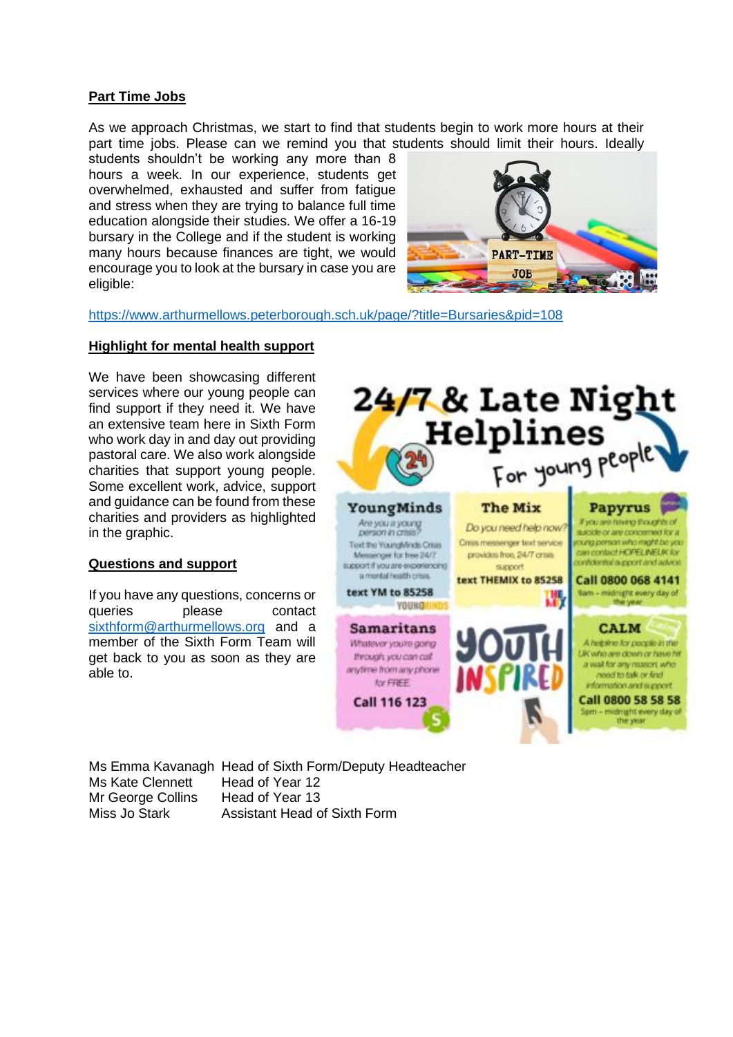## Part Time Jobs

As we approach Christmas, we start to find that students begin to work more hours at their part time jobs. Please can we remind you that students should limit their hours. Ideally students shouldn't be working any more than 8 hours a week. In our experience, students get overwhelmed, exhausted and suffer from fatigue and stress when they are trying to balance full time education alongside their studies. We offer a 16-19 bursary in the College and if the student is working many hours because finances are tight, we would encourage you to look at the bursary in case you are eligible:

https://www.arthurmellows.peterborough.sch.uk/page/?title=Bursaries&pid=108

## Highlight for mental health support

We have been showcasing different services where our young people can find support if they need it. We have an extensive team here in Sixth Form who work day in and day out providing pastoral care. We also work alongside charities that support young people. Some excellent work, advice, support and guidance can be found from these charities and providers as highlighted in the graphic.

## Questions and support

If you have any questions, concerns or queries please contact sixthform@arthurmellows.org and a member of the Sixth Form Team will get back to you as soon as they are able to.

| | |
|---|---|
| Ms Emma Kavanagh | Head of Sixth Form/Deputy Headteacher |
| Ms Kate Clennett | Head of Year 12 |
| Mr George Collins | Head of Year 13 |
| Miss Jo Stark | Assistant Head of Sixth Form |